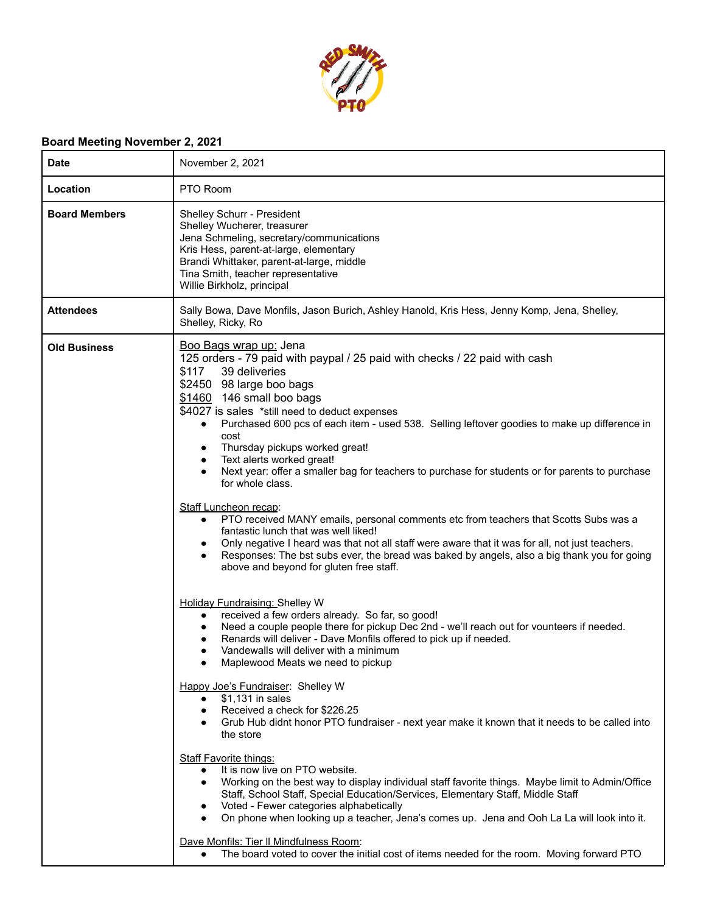## Board Meeting November 2, 2021

| | |
|---|---|
| **Date** | November 2, 2021 |
| **Location** | PTO Room |
| **Board Members** | Shelley Schurr - President<br>Shelley Wucherer, treasurer<br>Jena Schmeling, secretary/communications<br>Kris Hess, parent-at-large, elementary<br>Brandi Whittaker, parent-at-large, middle<br>Tina Smith, teacher representative<br>Willie Birkholz, principal |
| **Attendees** | Sally Bowa, Dave Monfils, Jason Burich, Ashley Hanold, Kris Hess, Jenny Komp, Jena, Shelley, Shelley, Ricky, Ro |
| **Old Business** | <u>Boo Bags wrap up:</u> Jena<br>125 orders - 79 paid with paypal / 25 paid with checks / 22 paid with cash<br>$117 39 deliveries<br>$2450 98 large boo bags<br><u>$1460</u> 146 small boo bags<br>$4027 is sales *still need to deduct expenses<br>• Purchased 600 pcs of each item - used 538. Selling leftover goodies to make up difference in cost<br>• Thursday pickups worked great!<br>• Text alerts worked great!<br>• Next year: offer a smaller bag for teachers to purchase for students or for parents to purchase for whole class.<br><br><u>Staff Luncheon recap</u>:<br>• PTO received MANY emails, personal comments etc from teachers that Scotts Subs was a fantastic lunch that was well liked!<br>• Only negative I heard was that not all staff were aware that it was for all, not just teachers.<br>• Responses: The bst subs ever, the bread was baked by angels, also a big thank you for going above and beyond for gluten free staff.<br><br><u>Holiday Fundraising:</u> Shelley W<br>• received a few orders already. So far, so good!<br>• Need a couple people there for pickup Dec 2nd - we'll reach out for vounteers if needed.<br>• Renards will deliver - Dave Monfils offered to pick up if needed.<br>• Vandewalls will deliver with a minimum<br>• Maplewood Meats we need to pickup<br><br><u>Happy Joe's Fundraiser</u>: Shelley W<br>• $1,131 in sales<br>• Received a check for $226.25<br>• Grub Hub didnt honor PTO fundraiser - next year make it known that it needs to be called into the store<br><br><u>Staff Favorite things:</u><br>• It is now live on PTO website.<br>• Working on the best way to display individual staff favorite things. Maybe limit to Admin/Office Staff, School Staff, Special Education/Services, Elementary Staff, Middle Staff<br>• Voted - Fewer categories alphabetically<br>• On phone when looking up a teacher, Jena's comes up. Jena and Ooh La La will look into it.<br><br><u>Dave Monfils: Tier ll Mindfulness Room</u>:<br>• The board voted to cover the initial cost of items needed for the room. Moving forward PTO |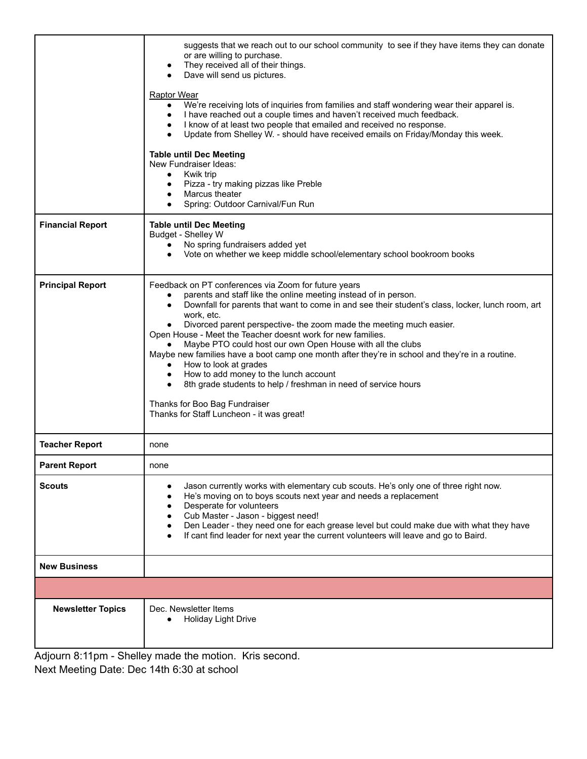| | |
|---|---|
| | suggests that we reach out to our school community to see if they have items they can donate or are willing to purchase.<br>• They received all of their things.<br>• Dave will send us pictures.<br><br>Raptor Wear<br>• We're receiving lots of inquiries from families and staff wondering wear their apparel is.<br>• I have reached out a couple times and haven't received much feedback.<br>• I know of at least two people that emailed and received no response.<br>• Update from Shelley W. - should have received emails on Friday/Monday this week.<br><br>**Table until Dec Meeting**<br>New Fundraiser Ideas:<br>• Kwik trip<br>• Pizza - try making pizzas like Preble<br>• Marcus theater<br>• Spring: Outdoor Carnival/Fun Run |
| **Financial Report** | **Table until Dec Meeting**<br>Budget - Shelley W<br>• No spring fundraisers added yet<br>• Vote on whether we keep middle school/elementary school bookroom books |
| **Principal Report** | Feedback on PT conferences via Zoom for future years<br>• parents and staff like the online meeting instead of in person.<br>• Downfall for parents that want to come in and see their student's class, locker, lunch room, art work, etc.<br>• Divorced parent perspective- the zoom made the meeting much easier.<br>Open House - Meet the Teacher doesnt work for new families.<br>• Maybe PTO could host our own Open House with all the clubs<br>Maybe new families have a boot camp one month after they're in school and they're in a routine.<br>• How to look at grades<br>• How to add money to the lunch account<br>• 8th grade students to help / freshman in need of service hours<br><br>Thanks for Boo Bag Fundraiser<br>Thanks for Staff Luncheon - it was great! |
| **Teacher Report** | none |
| **Parent Report** | none |
| **Scouts** | • Jason currently works with elementary cub scouts. He's only one of three right now.<br>• He's moving on to boys scouts next year and needs a replacement<br>• Desperate for volunteers<br>• Cub Master - Jason - biggest need!<br>• Den Leader - they need one for each grease level but could make due with what they have<br>• If cant find leader for next year the current volunteers will leave and go to Baird. |
| **New Business** | |
| | |
| **Newsletter Topics** | Dec. Newsletter Items<br>• Holiday Light Drive |

Adjourn 8:11pm - Shelley made the motion. Kris second.
Next Meeting Date: Dec 14th 6:30 at school